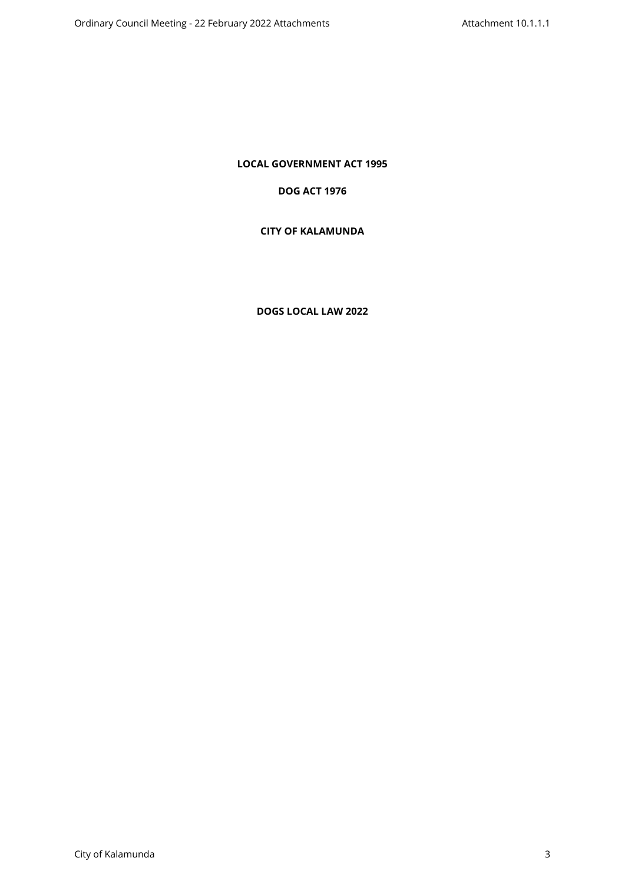**LOCAL GOVERNMENT ACT 1995**

**DOG ACT 1976**

**CITY OF KALAMUNDA**

# DOGS LOCAL LAW 2022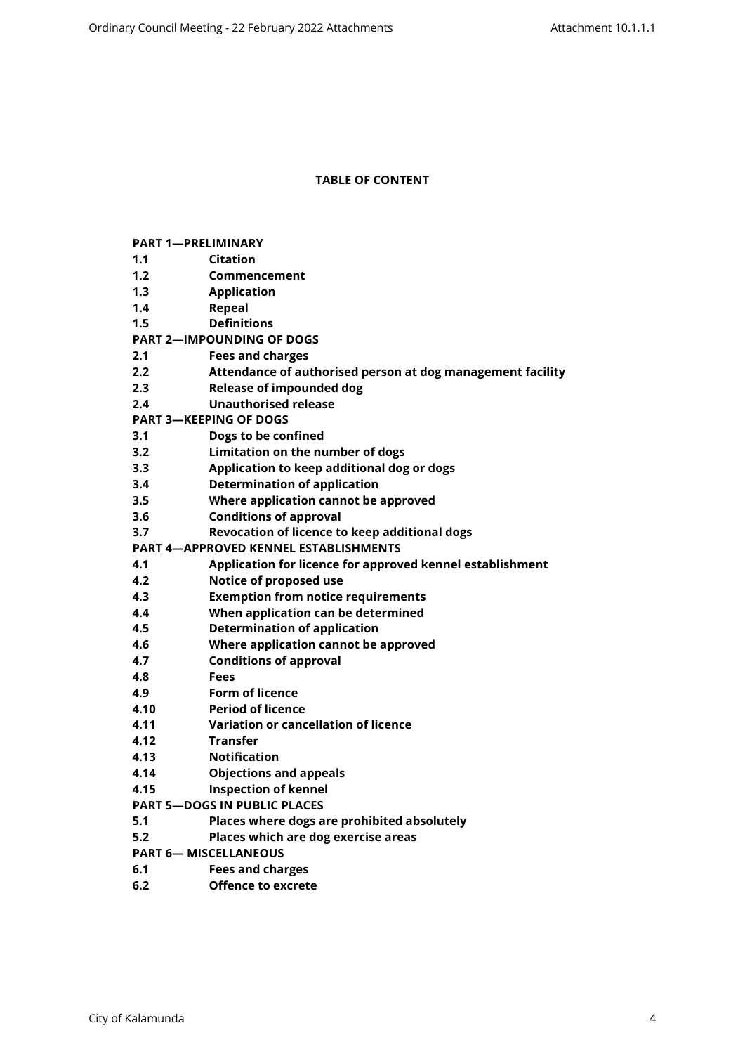## TABLE OF CONTENT

**PART 1—PRELIMINARY**

**1.1 Citation**
**1.2 Commencement**
**1.3 Application**
**1.4 Repeal**
**1.5 Definitions**

**PART 2—IMPOUNDING OF DOGS**

**2.1 Fees and charges**
**2.2 Attendance of authorised person at dog management facility**
**2.3 Release of impounded dog**
**2.4 Unauthorised release**

**PART 3—KEEPING OF DOGS**

**3.1 Dogs to be confined**
**3.2 Limitation on the number of dogs**
**3.3 Application to keep additional dog or dogs**
**3.4 Determination of application**
**3.5 Where application cannot be approved**
**3.6 Conditions of approval**
**3.7 Revocation of licence to keep additional dogs**

**PART 4—APPROVED KENNEL ESTABLISHMENTS**

**4.1 Application for licence for approved kennel establishment**
**4.2 Notice of proposed use**
**4.3 Exemption from notice requirements**
**4.4 When application can be determined**
**4.5 Determination of application**
**4.6 Where application cannot be approved**
**4.7 Conditions of approval**
**4.8 Fees**
**4.9 Form of licence**
**4.10 Period of licence**
**4.11 Variation or cancellation of licence**
**4.12 Transfer**
**4.13 Notification**
**4.14 Objections and appeals**
**4.15 Inspection of kennel**

**PART 5—DOGS IN PUBLIC PLACES**

**5.1 Places where dogs are prohibited absolutely**
**5.2 Places which are dog exercise areas**

**PART 6— MISCELLANEOUS**

**6.1 Fees and charges**
**6.2 Offence to excrete**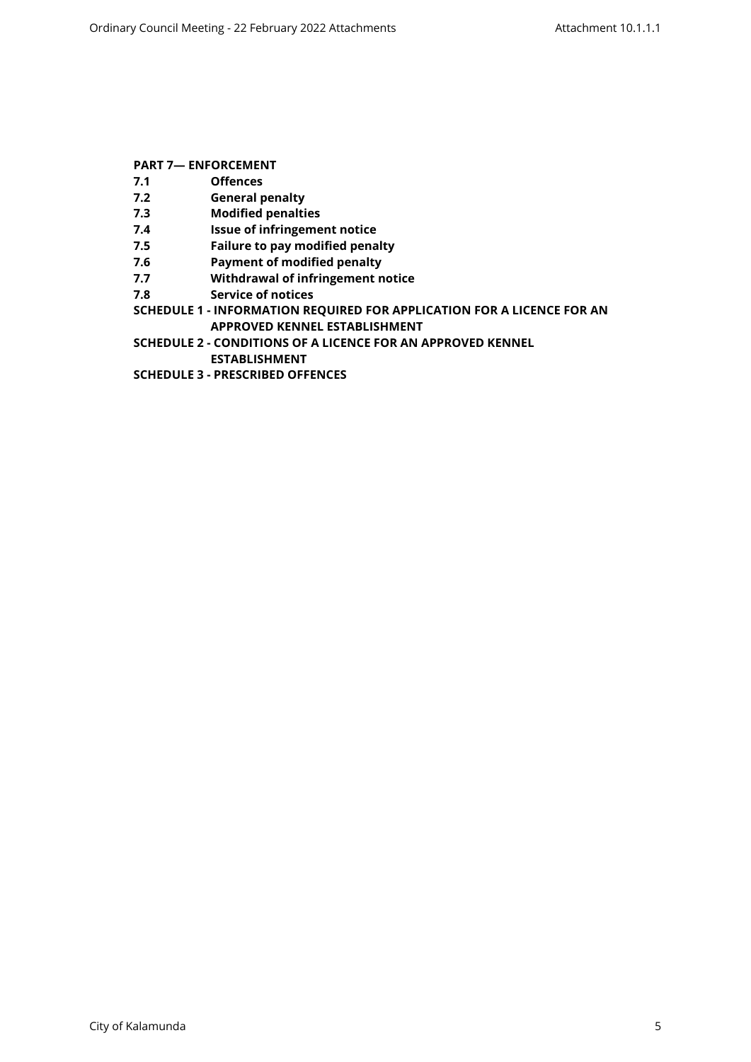**PART 7— ENFORCEMENT**

**7.1 Offences**

**7.2 General penalty**

**7.3 Modified penalties**

**7.4 Issue of infringement notice**

**7.5 Failure to pay modified penalty**

**7.6 Payment of modified penalty**

**7.7 Withdrawal of infringement notice**

**7.8 Service of notices**

**SCHEDULE 1 - INFORMATION REQUIRED FOR APPLICATION FOR A LICENCE FOR AN APPROVED KENNEL ESTABLISHMENT**

**SCHEDULE 2 - CONDITIONS OF A LICENCE FOR AN APPROVED KENNEL ESTABLISHMENT**

**SCHEDULE 3 - PRESCRIBED OFFENCES**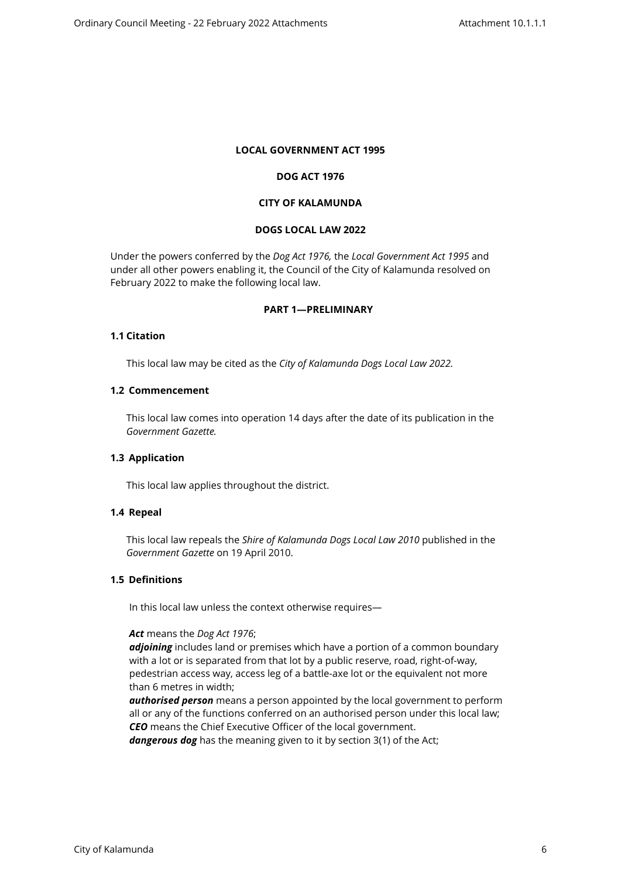**LOCAL GOVERNMENT ACT 1995**

**DOG ACT 1976**

**CITY OF KALAMUNDA**

**DOGS LOCAL LAW 2022**

Under the powers conferred by the *Dog Act 1976,* the *Local Government Act 1995* and under all other powers enabling it, the Council of the City of Kalamunda resolved on February 2022 to make the following local law.

**PART 1—PRELIMINARY**

**1.1 Citation**

This local law may be cited as the *City of Kalamunda Dogs Local Law 2022.*

**1.2 Commencement**

This local law comes into operation 14 days after the date of its publication in the *Government Gazette.*

**1.3 Application**

This local law applies throughout the district.

**1.4 Repeal**

This local law repeals the *Shire of Kalamunda Dogs Local Law 2010* published in the *Government Gazette* on 19 April 2010.

**1.5 Definitions**

In this local law unless the context otherwise requires—

***Act*** means the *Dog Act 1976*;
***adjoining*** includes land or premises which have a portion of a common boundary with a lot or is separated from that lot by a public reserve, road, right-of-way, pedestrian access way, access leg of a battle-axe lot or the equivalent not more than 6 metres in width;
***authorised person*** means a person appointed by the local government to perform all or any of the functions conferred on an authorised person under this local law;
***CEO*** means the Chief Executive Officer of the local government.
***dangerous dog*** has the meaning given to it by section 3(1) of the Act;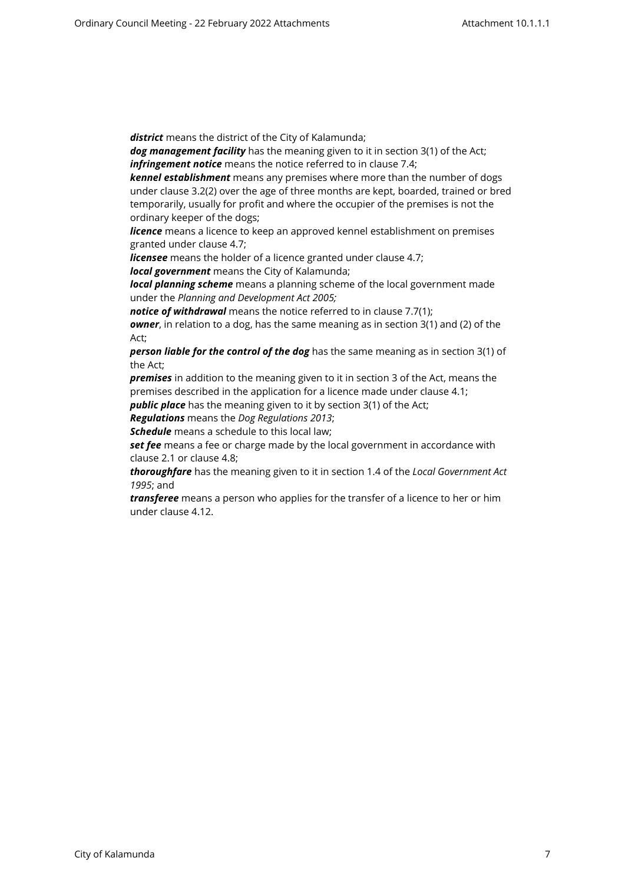***district*** means the district of the City of Kalamunda;

***dog management facility*** has the meaning given to it in section 3(1) of the Act;

***infringement notice*** means the notice referred to in clause 7.4;

***kennel establishment*** means any premises where more than the number of dogs under clause 3.2(2) over the age of three months are kept, boarded, trained or bred temporarily, usually for profit and where the occupier of the premises is not the ordinary keeper of the dogs;

***licence*** means a licence to keep an approved kennel establishment on premises granted under clause 4.7;

***licensee*** means the holder of a licence granted under clause 4.7;

***local government*** means the City of Kalamunda;

***local planning scheme*** means a planning scheme of the local government made under the *Planning and Development Act 2005;*

***notice of withdrawal*** means the notice referred to in clause 7.7(1);

***owner***, in relation to a dog, has the same meaning as in section 3(1) and (2) of the Act;

***person liable for the control of the dog*** has the same meaning as in section 3(1) of the Act;

***premises*** in addition to the meaning given to it in section 3 of the Act, means the premises described in the application for a licence made under clause 4.1;

***public place*** has the meaning given to it by section 3(1) of the Act;

***Regulations*** means the *Dog Regulations 2013*;

***Schedule*** means a schedule to this local law;

***set fee*** means a fee or charge made by the local government in accordance with clause 2.1 or clause 4.8;

***thoroughfare*** has the meaning given to it in section 1.4 of the *Local Government Act 1995*; and

***transferee*** means a person who applies for the transfer of a licence to her or him under clause 4.12.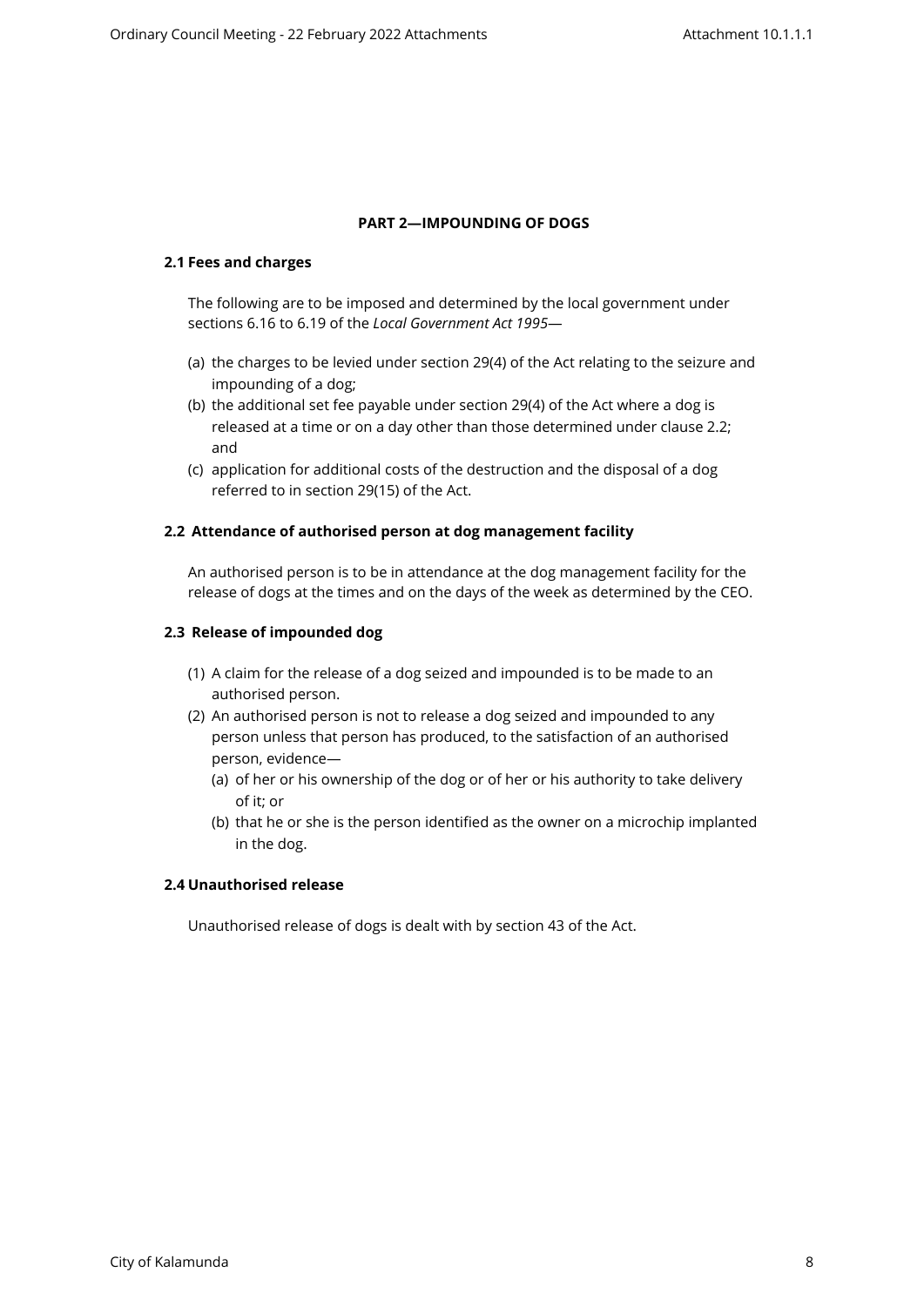## PART 2—IMPOUNDING OF DOGS

### 2.1 Fees and charges

The following are to be imposed and determined by the local government under sections 6.16 to 6.19 of the *Local Government Act 1995*—

(a) the charges to be levied under section 29(4) of the Act relating to the seizure and impounding of a dog;

(b) the additional set fee payable under section 29(4) of the Act where a dog is released at a time or on a day other than those determined under clause 2.2; and

(c) application for additional costs of the destruction and the disposal of a dog referred to in section 29(15) of the Act.

### 2.2 Attendance of authorised person at dog management facility

An authorised person is to be in attendance at the dog management facility for the release of dogs at the times and on the days of the week as determined by the CEO.

### 2.3 Release of impounded dog

(1) A claim for the release of a dog seized and impounded is to be made to an authorised person.

(2) An authorised person is not to release a dog seized and impounded to any person unless that person has produced, to the satisfaction of an authorised person, evidence—

  (a) of her or his ownership of the dog or of her or his authority to take delivery of it; or

  (b) that he or she is the person identified as the owner on a microchip implanted in the dog.

### 2.4 Unauthorised release

Unauthorised release of dogs is dealt with by section 43 of the Act.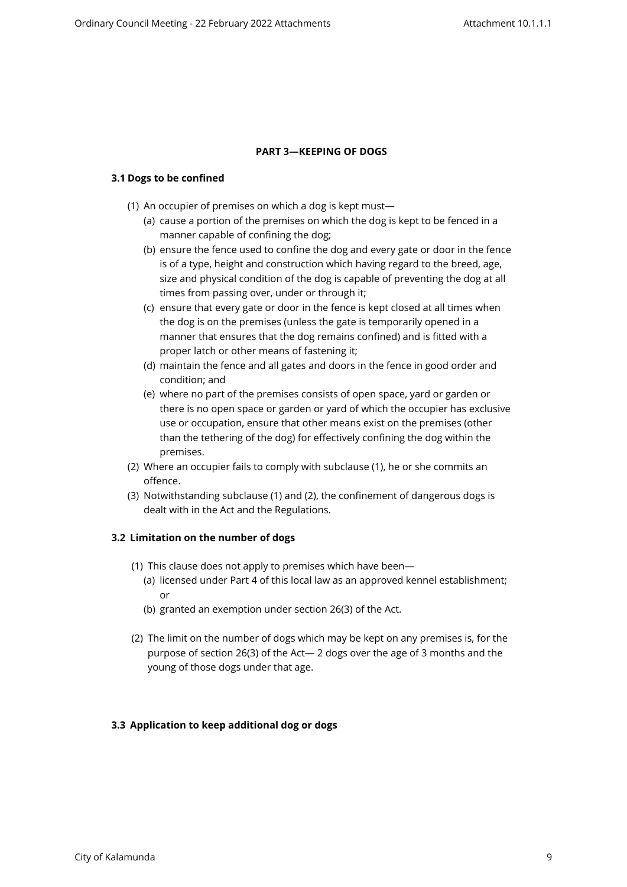## PART 3—KEEPING OF DOGS

### 3.1 Dogs to be confined

(1) An occupier of premises on which a dog is kept must—

  (a) cause a portion of the premises on which the dog is kept to be fenced in a manner capable of confining the dog;

  (b) ensure the fence used to confine the dog and every gate or door in the fence is of a type, height and construction which having regard to the breed, age, size and physical condition of the dog is capable of preventing the dog at all times from passing over, under or through it;

  (c) ensure that every gate or door in the fence is kept closed at all times when the dog is on the premises (unless the gate is temporarily opened in a manner that ensures that the dog remains confined) and is fitted with a proper latch or other means of fastening it;

  (d) maintain the fence and all gates and doors in the fence in good order and condition; and

  (e) where no part of the premises consists of open space, yard or garden or there is no open space or garden or yard of which the occupier has exclusive use or occupation, ensure that other means exist on the premises (other than the tethering of the dog) for effectively confining the dog within the premises.

(2) Where an occupier fails to comply with subclause (1), he or she commits an offence.

(3) Notwithstanding subclause (1) and (2), the confinement of dangerous dogs is dealt with in the Act and the Regulations.

### 3.2 Limitation on the number of dogs

(1) This clause does not apply to premises which have been—

  (a) licensed under Part 4 of this local law as an approved kennel establishment; or

  (b) granted an exemption under section 26(3) of the Act.

(2) The limit on the number of dogs which may be kept on any premises is, for the purpose of section 26(3) of the Act— 2 dogs over the age of 3 months and the young of those dogs under that age.

### 3.3 Application to keep additional dog or dogs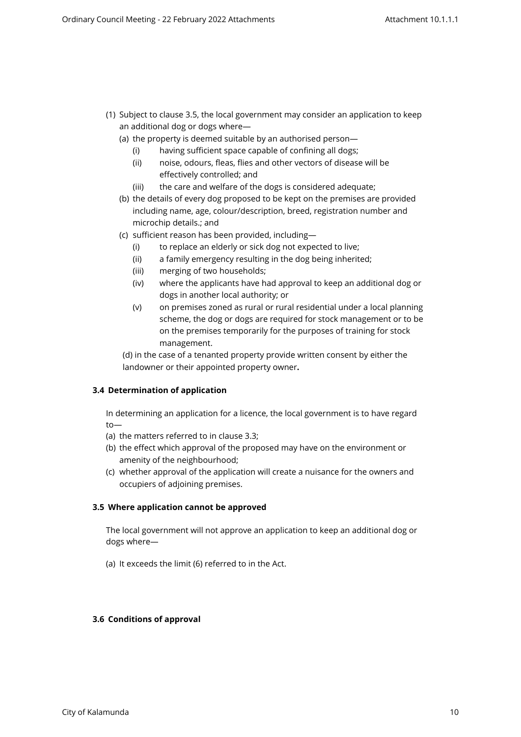(1) Subject to clause 3.5, the local government may consider an application to keep an additional dog or dogs where—

(a) the property is deemed suitable by an authorised person—

(i) having sufficient space capable of confining all dogs;

(ii) noise, odours, fleas, flies and other vectors of disease will be effectively controlled; and

(iii) the care and welfare of the dogs is considered adequate;

(b) the details of every dog proposed to be kept on the premises are provided including name, age, colour/description, breed, registration number and microchip details.; and

(c) sufficient reason has been provided, including—

(i) to replace an elderly or sick dog not expected to live;

(ii) a family emergency resulting in the dog being inherited;

(iii) merging of two households;

(iv) where the applicants have had approval to keep an additional dog or dogs in another local authority; or

(v) on premises zoned as rural or rural residential under a local planning scheme, the dog or dogs are required for stock management or to be on the premises temporarily for the purposes of training for stock management.

(d) in the case of a tenanted property provide written consent by either the landowner or their appointed property owner**.**

### 3.4 Determination of application

In determining an application for a licence, the local government is to have regard to—

(a) the matters referred to in clause 3.3;

(b) the effect which approval of the proposed may have on the environment or amenity of the neighbourhood;

(c) whether approval of the application will create a nuisance for the owners and occupiers of adjoining premises.

### 3.5 Where application cannot be approved

The local government will not approve an application to keep an additional dog or dogs where—

(a) It exceeds the limit (6) referred to in the Act.

### 3.6 Conditions of approval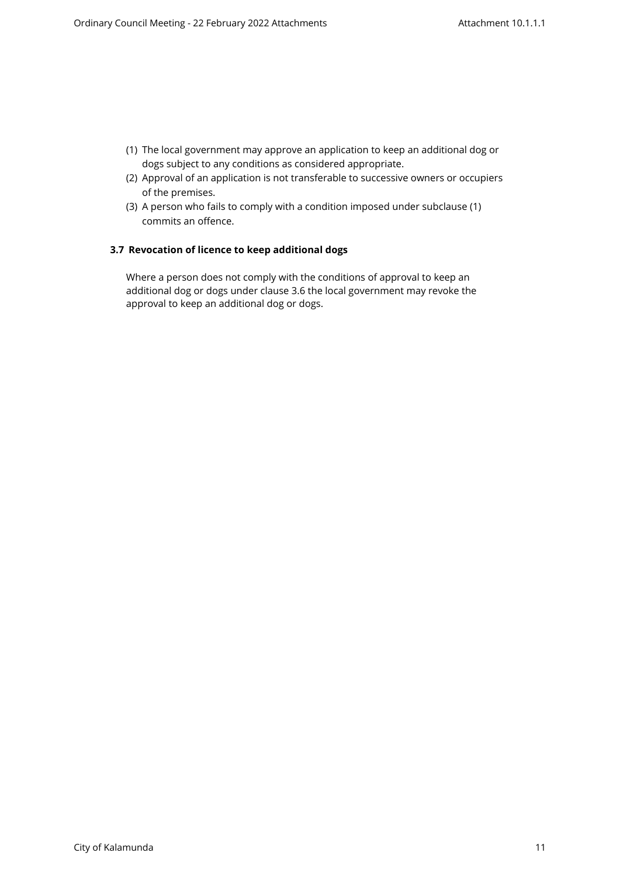(1) The local government may approve an application to keep an additional dog or dogs subject to any conditions as considered appropriate.

(2) Approval of an application is not transferable to successive owners or occupiers of the premises.

(3) A person who fails to comply with a condition imposed under subclause (1) commits an offence.

### 3.7 Revocation of licence to keep additional dogs

Where a person does not comply with the conditions of approval to keep an additional dog or dogs under clause 3.6 the local government may revoke the approval to keep an additional dog or dogs.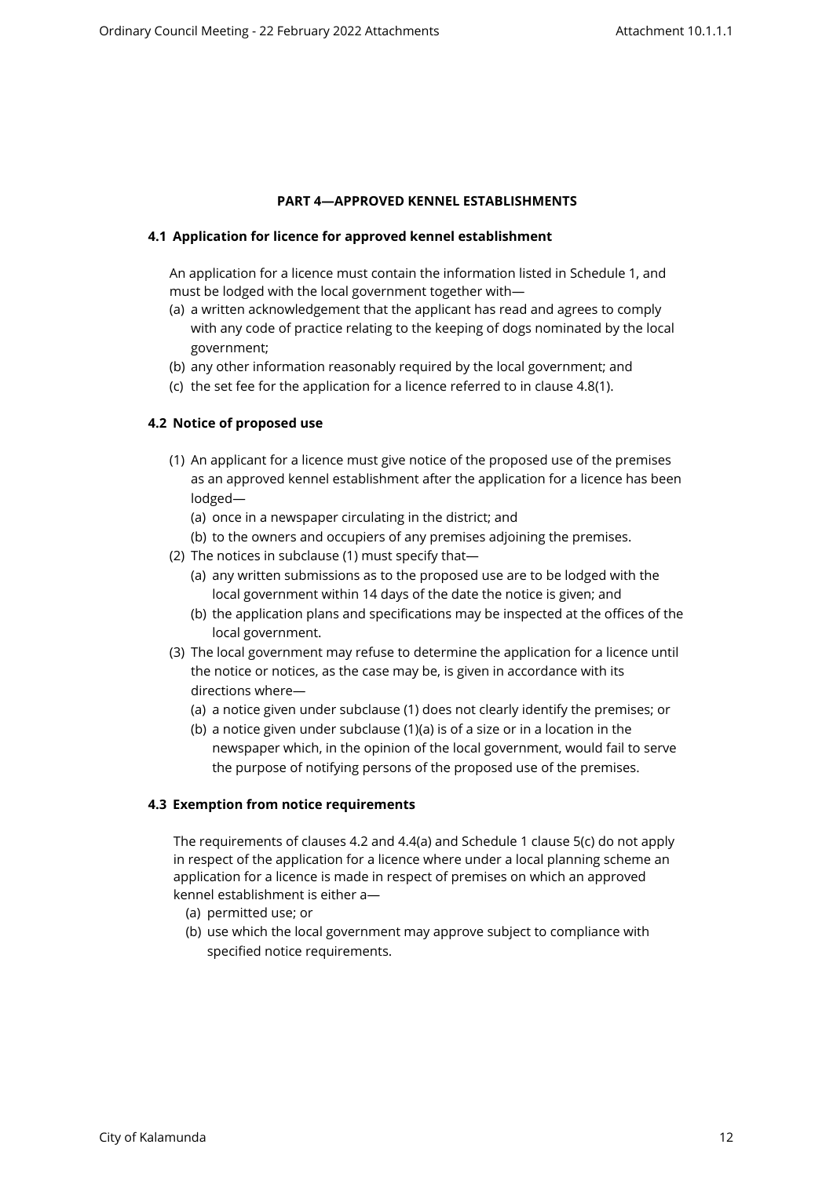## PART 4—APPROVED KENNEL ESTABLISHMENTS

### 4.1 Application for licence for approved kennel establishment

An application for a licence must contain the information listed in Schedule 1, and must be lodged with the local government together with—

(a) a written acknowledgement that the applicant has read and agrees to comply with any code of practice relating to the keeping of dogs nominated by the local government;

(b) any other information reasonably required by the local government; and

(c) the set fee for the application for a licence referred to in clause 4.8(1).

### 4.2 Notice of proposed use

(1) An applicant for a licence must give notice of the proposed use of the premises as an approved kennel establishment after the application for a licence has been lodged—

  (a) once in a newspaper circulating in the district; and

  (b) to the owners and occupiers of any premises adjoining the premises.

(2) The notices in subclause (1) must specify that—

  (a) any written submissions as to the proposed use are to be lodged with the local government within 14 days of the date the notice is given; and

  (b) the application plans and specifications may be inspected at the offices of the local government.

(3) The local government may refuse to determine the application for a licence until the notice or notices, as the case may be, is given in accordance with its directions where—

  (a) a notice given under subclause (1) does not clearly identify the premises; or

  (b) a notice given under subclause (1)(a) is of a size or in a location in the newspaper which, in the opinion of the local government, would fail to serve the purpose of notifying persons of the proposed use of the premises.

### 4.3 Exemption from notice requirements

The requirements of clauses 4.2 and 4.4(a) and Schedule 1 clause 5(c) do not apply in respect of the application for a licence where under a local planning scheme an application for a licence is made in respect of premises on which an approved kennel establishment is either a—

(a) permitted use; or

(b) use which the local government may approve subject to compliance with specified notice requirements.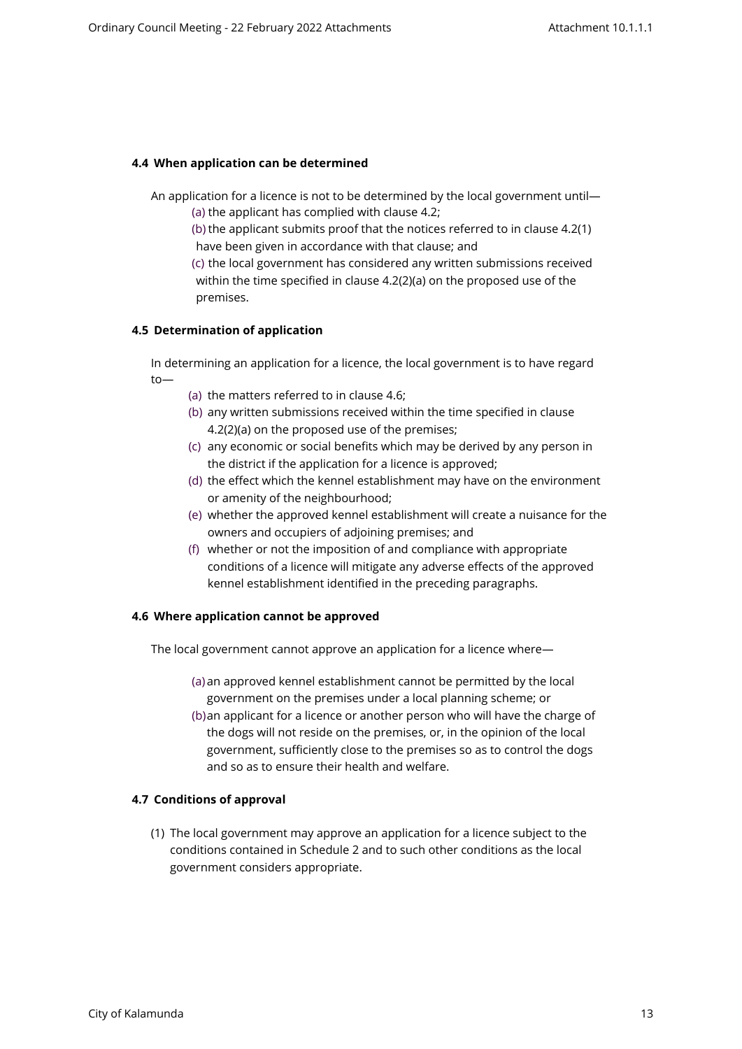### 4.4 When application can be determined

An application for a licence is not to be determined by the local government until—

(a) the applicant has complied with clause 4.2;

(b) the applicant submits proof that the notices referred to in clause 4.2(1) have been given in accordance with that clause; and

(c) the local government has considered any written submissions received within the time specified in clause 4.2(2)(a) on the proposed use of the premises.

### 4.5 Determination of application

In determining an application for a licence, the local government is to have regard to—

(a) the matters referred to in clause 4.6;

(b) any written submissions received within the time specified in clause 4.2(2)(a) on the proposed use of the premises;

(c) any economic or social benefits which may be derived by any person in the district if the application for a licence is approved;

(d) the effect which the kennel establishment may have on the environment or amenity of the neighbourhood;

(e) whether the approved kennel establishment will create a nuisance for the owners and occupiers of adjoining premises; and

(f) whether or not the imposition of and compliance with appropriate conditions of a licence will mitigate any adverse effects of the approved kennel establishment identified in the preceding paragraphs.

### 4.6 Where application cannot be approved

The local government cannot approve an application for a licence where—

(a) an approved kennel establishment cannot be permitted by the local government on the premises under a local planning scheme; or

(b) an applicant for a licence or another person who will have the charge of the dogs will not reside on the premises, or, in the opinion of the local government, sufficiently close to the premises so as to control the dogs and so as to ensure their health and welfare.

### 4.7 Conditions of approval

(1) The local government may approve an application for a licence subject to the conditions contained in Schedule 2 and to such other conditions as the local government considers appropriate.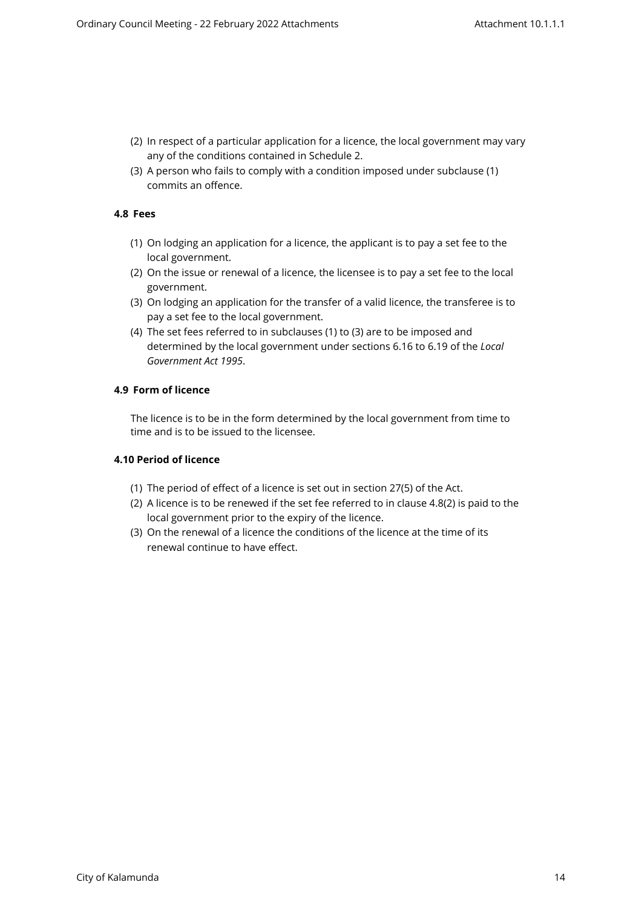(2) In respect of a particular application for a licence, the local government may vary any of the conditions contained in Schedule 2.

(3) A person who fails to comply with a condition imposed under subclause (1) commits an offence.

**4.8 Fees**

(1) On lodging an application for a licence, the applicant is to pay a set fee to the local government.

(2) On the issue or renewal of a licence, the licensee is to pay a set fee to the local government.

(3) On lodging an application for the transfer of a valid licence, the transferee is to pay a set fee to the local government.

(4) The set fees referred to in subclauses (1) to (3) are to be imposed and determined by the local government under sections 6.16 to 6.19 of the *Local Government Act 1995*.

**4.9 Form of licence**

The licence is to be in the form determined by the local government from time to time and is to be issued to the licensee.

**4.10 Period of licence**

(1) The period of effect of a licence is set out in section 27(5) of the Act.

(2) A licence is to be renewed if the set fee referred to in clause 4.8(2) is paid to the local government prior to the expiry of the licence.

(3) On the renewal of a licence the conditions of the licence at the time of its renewal continue to have effect.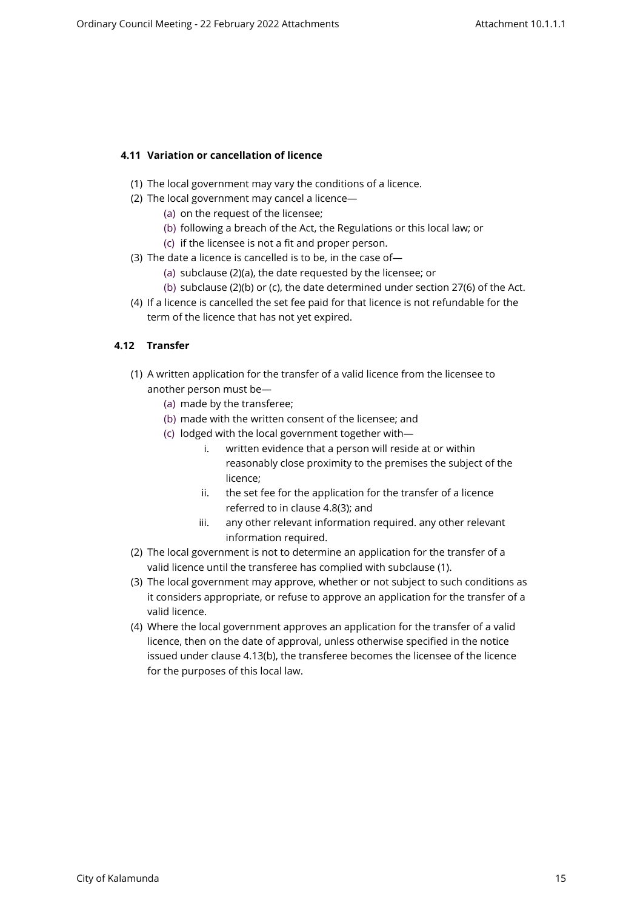### 4.11 Variation or cancellation of licence

(1) The local government may vary the conditions of a licence.

(2) The local government may cancel a licence—

  (a) on the request of the licensee;

  (b) following a breach of the Act, the Regulations or this local law; or

  (c) if the licensee is not a fit and proper person.

(3) The date a licence is cancelled is to be, in the case of—

  (a) subclause (2)(a), the date requested by the licensee; or

  (b) subclause (2)(b) or (c), the date determined under section 27(6) of the Act.

(4) If a licence is cancelled the set fee paid for that licence is not refundable for the term of the licence that has not yet expired.

### 4.12 Transfer

(1) A written application for the transfer of a valid licence from the licensee to another person must be—

  (a) made by the transferee;

  (b) made with the written consent of the licensee; and

  (c) lodged with the local government together with—

    i. written evidence that a person will reside at or within reasonably close proximity to the premises the subject of the licence;

    ii. the set fee for the application for the transfer of a licence referred to in clause 4.8(3); and

    iii. any other relevant information required. any other relevant information required.

(2) The local government is not to determine an application for the transfer of a valid licence until the transferee has complied with subclause (1).

(3) The local government may approve, whether or not subject to such conditions as it considers appropriate, or refuse to approve an application for the transfer of a valid licence.

(4) Where the local government approves an application for the transfer of a valid licence, then on the date of approval, unless otherwise specified in the notice issued under clause 4.13(b), the transferee becomes the licensee of the licence for the purposes of this local law.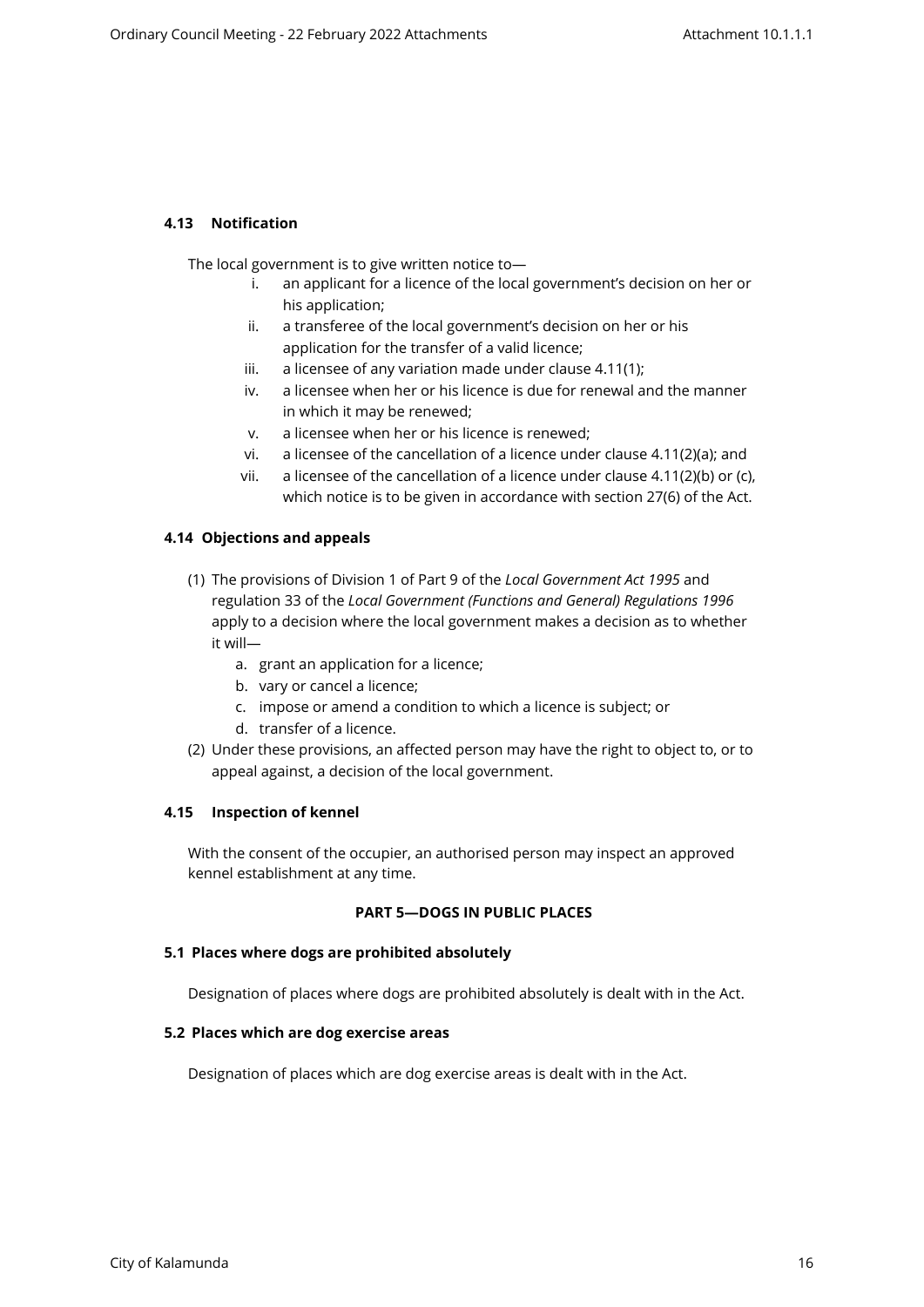### 4.13 Notification

The local government is to give written notice to—

i. an applicant for a licence of the local government's decision on her or his application;
ii. a transferee of the local government's decision on her or his application for the transfer of a valid licence;
iii. a licensee of any variation made under clause 4.11(1);
iv. a licensee when her or his licence is due for renewal and the manner in which it may be renewed;
v. a licensee when her or his licence is renewed;
vi. a licensee of the cancellation of a licence under clause 4.11(2)(a); and
vii. a licensee of the cancellation of a licence under clause 4.11(2)(b) or (c), which notice is to be given in accordance with section 27(6) of the Act.

### 4.14 Objections and appeals

(1) The provisions of Division 1 of Part 9 of the *Local Government Act 1995* and regulation 33 of the *Local Government (Functions and General) Regulations 1996* apply to a decision where the local government makes a decision as to whether it will—

a. grant an application for a licence;
b. vary or cancel a licence;
c. impose or amend a condition to which a licence is subject; or
d. transfer of a licence.

(2) Under these provisions, an affected person may have the right to object to, or to appeal against, a decision of the local government.

### 4.15 Inspection of kennel

With the consent of the occupier, an authorised person may inspect an approved kennel establishment at any time.

## PART 5—DOGS IN PUBLIC PLACES

### 5.1 Places where dogs are prohibited absolutely

Designation of places where dogs are prohibited absolutely is dealt with in the Act.

### 5.2 Places which are dog exercise areas

Designation of places which are dog exercise areas is dealt with in the Act.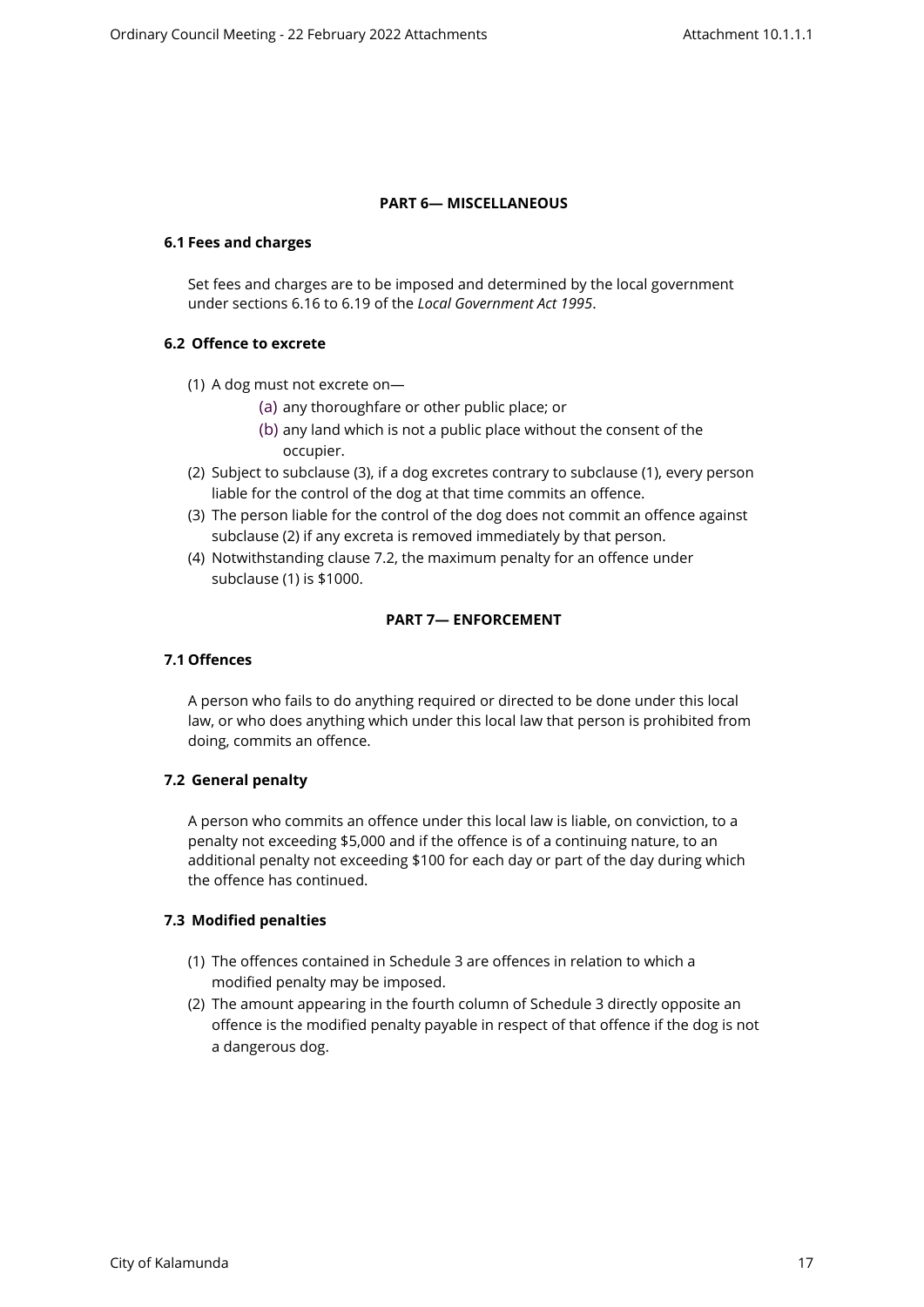## PART 6— MISCELLANEOUS

### 6.1 Fees and charges

Set fees and charges are to be imposed and determined by the local government under sections 6.16 to 6.19 of the *Local Government Act 1995*.

### 6.2 Offence to excrete

(1) A dog must not excrete on—

  (a) any thoroughfare or other public place; or

  (b) any land which is not a public place without the consent of the occupier.

(2) Subject to subclause (3), if a dog excretes contrary to subclause (1), every person liable for the control of the dog at that time commits an offence.

(3) The person liable for the control of the dog does not commit an offence against subclause (2) if any excreta is removed immediately by that person.

(4) Notwithstanding clause 7.2, the maximum penalty for an offence under subclause (1) is $1000.

## PART 7— ENFORCEMENT

### 7.1 Offences

A person who fails to do anything required or directed to be done under this local law, or who does anything which under this local law that person is prohibited from doing, commits an offence.

### 7.2 General penalty

A person who commits an offence under this local law is liable, on conviction, to a penalty not exceeding $5,000 and if the offence is of a continuing nature, to an additional penalty not exceeding $100 for each day or part of the day during which the offence has continued.

### 7.3 Modified penalties

(1) The offences contained in Schedule 3 are offences in relation to which a modified penalty may be imposed.

(2) The amount appearing in the fourth column of Schedule 3 directly opposite an offence is the modified penalty payable in respect of that offence if the dog is not a dangerous dog.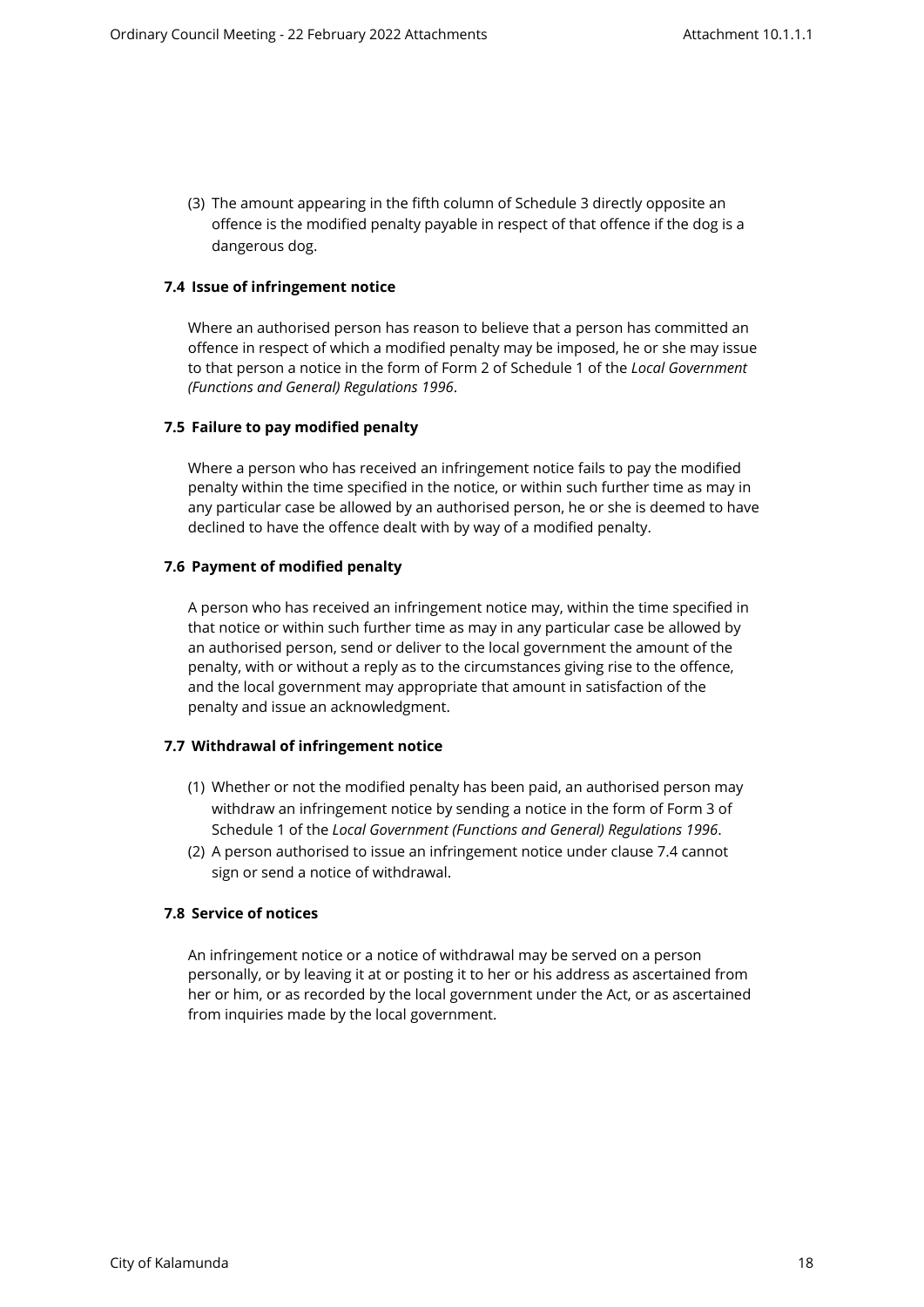(3) The amount appearing in the fifth column of Schedule 3 directly opposite an offence is the modified penalty payable in respect of that offence if the dog is a dangerous dog.

**7.4 Issue of infringement notice**

Where an authorised person has reason to believe that a person has committed an offence in respect of which a modified penalty may be imposed, he or she may issue to that person a notice in the form of Form 2 of Schedule 1 of the *Local Government (Functions and General) Regulations 1996*.

**7.5 Failure to pay modified penalty**

Where a person who has received an infringement notice fails to pay the modified penalty within the time specified in the notice, or within such further time as may in any particular case be allowed by an authorised person, he or she is deemed to have declined to have the offence dealt with by way of a modified penalty.

**7.6 Payment of modified penalty**

A person who has received an infringement notice may, within the time specified in that notice or within such further time as may in any particular case be allowed by an authorised person, send or deliver to the local government the amount of the penalty, with or without a reply as to the circumstances giving rise to the offence, and the local government may appropriate that amount in satisfaction of the penalty and issue an acknowledgment.

**7.7 Withdrawal of infringement notice**

(1) Whether or not the modified penalty has been paid, an authorised person may withdraw an infringement notice by sending a notice in the form of Form 3 of Schedule 1 of the *Local Government (Functions and General) Regulations 1996*.

(2) A person authorised to issue an infringement notice under clause 7.4 cannot sign or send a notice of withdrawal.

**7.8 Service of notices**

An infringement notice or a notice of withdrawal may be served on a person personally, or by leaving it at or posting it to her or his address as ascertained from her or him, or as recorded by the local government under the Act, or as ascertained from inquiries made by the local government.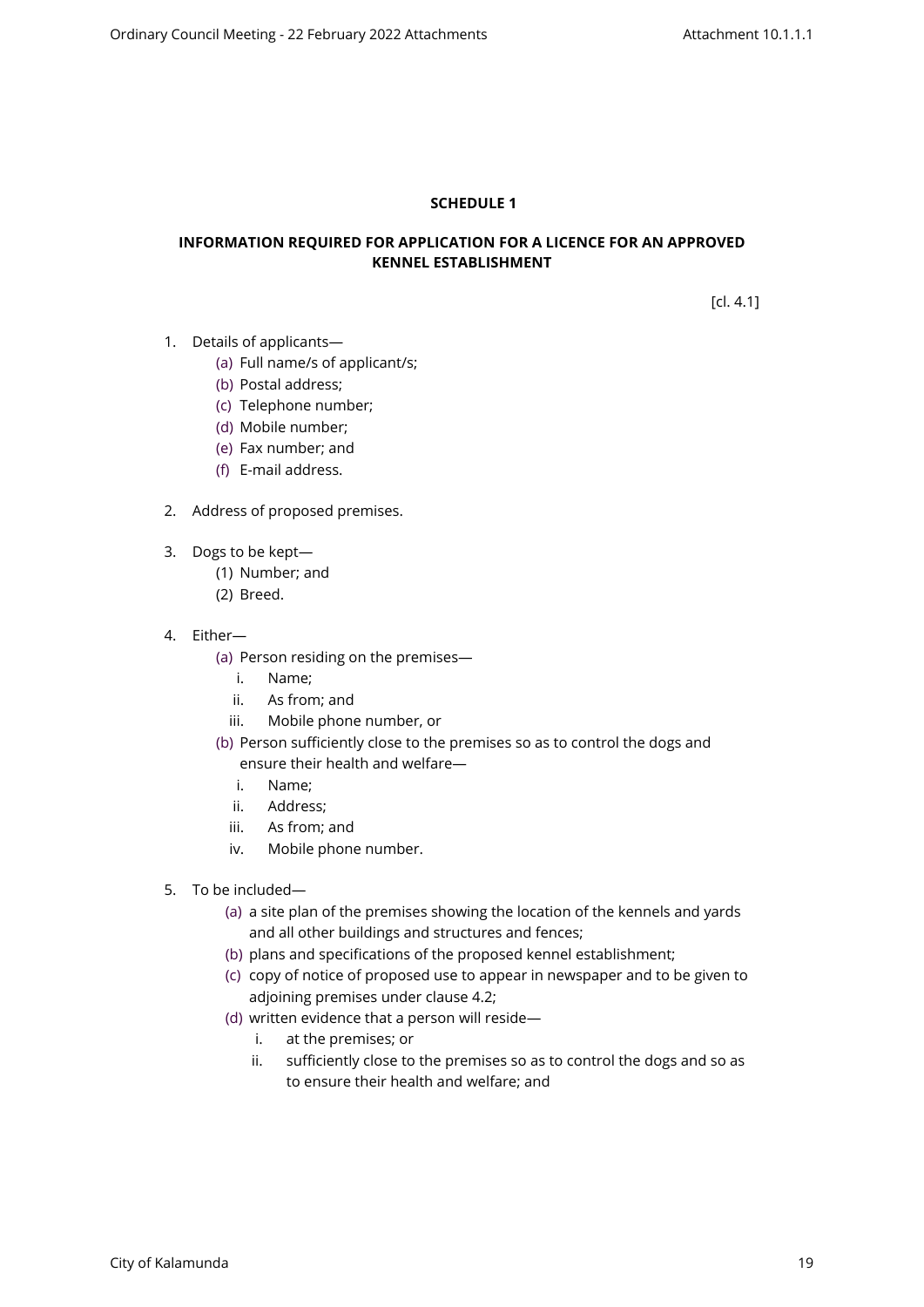**SCHEDULE 1**

**INFORMATION REQUIRED FOR APPLICATION FOR A LICENCE FOR AN APPROVED KENNEL ESTABLISHMENT**

[cl. 4.1]

1. Details of applicants—
   (a) Full name/s of applicant/s;
   (b) Postal address;
   (c) Telephone number;
   (d) Mobile number;
   (e) Fax number; and
   (f) E-mail address.

2. Address of proposed premises.

3. Dogs to be kept—
   (1) Number; and
   (2) Breed.

4. Either—
   (a) Person residing on the premises—
      i. Name;
      ii. As from; and
      iii. Mobile phone number, or
   (b) Person sufficiently close to the premises so as to control the dogs and ensure their health and welfare—
      i. Name;
      ii. Address;
      iii. As from; and
      iv. Mobile phone number.

5. To be included—
   (a) a site plan of the premises showing the location of the kennels and yards and all other buildings and structures and fences;
   (b) plans and specifications of the proposed kennel establishment;
   (c) copy of notice of proposed use to appear in newspaper and to be given to adjoining premises under clause 4.2;
   (d) written evidence that a person will reside—
      i. at the premises; or
      ii. sufficiently close to the premises so as to control the dogs and so as to ensure their health and welfare; and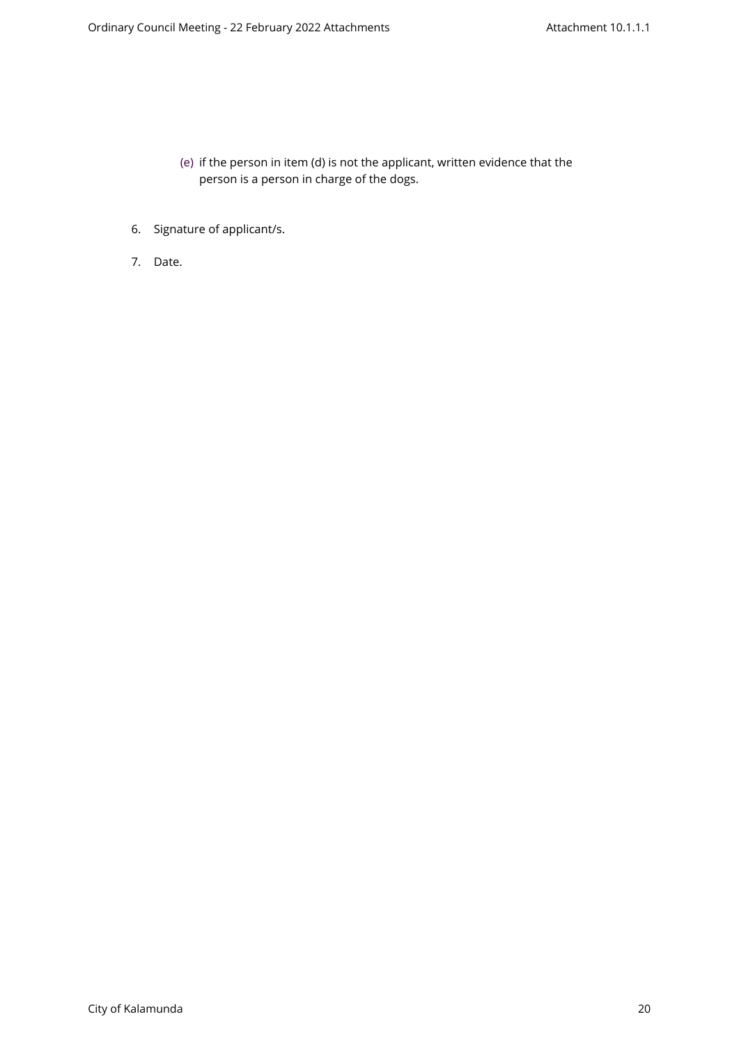(e) if the person in item (d) is not the applicant, written evidence that the person is a person in charge of the dogs.

6. Signature of applicant/s.

7. Date.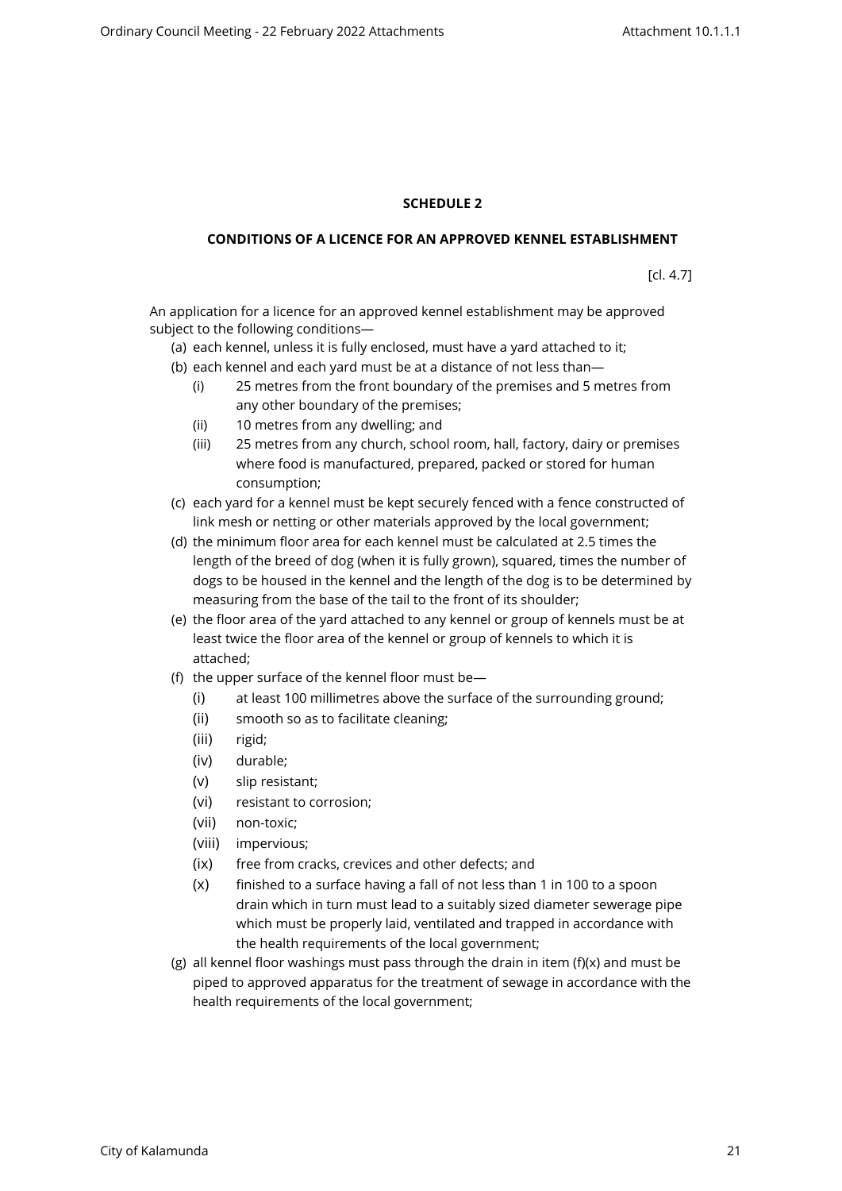**SCHEDULE 2**

**CONDITIONS OF A LICENCE FOR AN APPROVED KENNEL ESTABLISHMENT**

[cl. 4.7]

An application for a licence for an approved kennel establishment may be approved subject to the following conditions—

(a) each kennel, unless it is fully enclosed, must have a yard attached to it;

(b) each kennel and each yard must be at a distance of not less than—

   (i) 25 metres from the front boundary of the premises and 5 metres from any other boundary of the premises;

   (ii) 10 metres from any dwelling; and

   (iii) 25 metres from any church, school room, hall, factory, dairy or premises where food is manufactured, prepared, packed or stored for human consumption;

(c) each yard for a kennel must be kept securely fenced with a fence constructed of link mesh or netting or other materials approved by the local government;

(d) the minimum floor area for each kennel must be calculated at 2.5 times the length of the breed of dog (when it is fully grown), squared, times the number of dogs to be housed in the kennel and the length of the dog is to be determined by measuring from the base of the tail to the front of its shoulder;

(e) the floor area of the yard attached to any kennel or group of kennels must be at least twice the floor area of the kennel or group of kennels to which it is attached;

(f) the upper surface of the kennel floor must be—

   (i) at least 100 millimetres above the surface of the surrounding ground;

   (ii) smooth so as to facilitate cleaning;

   (iii) rigid;

   (iv) durable;

   (v) slip resistant;

   (vi) resistant to corrosion;

   (vii) non-toxic;

   (viii) impervious;

   (ix) free from cracks, crevices and other defects; and

   (x) finished to a surface having a fall of not less than 1 in 100 to a spoon drain which in turn must lead to a suitably sized diameter sewerage pipe which must be properly laid, ventilated and trapped in accordance with the health requirements of the local government;

(g) all kennel floor washings must pass through the drain in item (f)(x) and must be piped to approved apparatus for the treatment of sewage in accordance with the health requirements of the local government;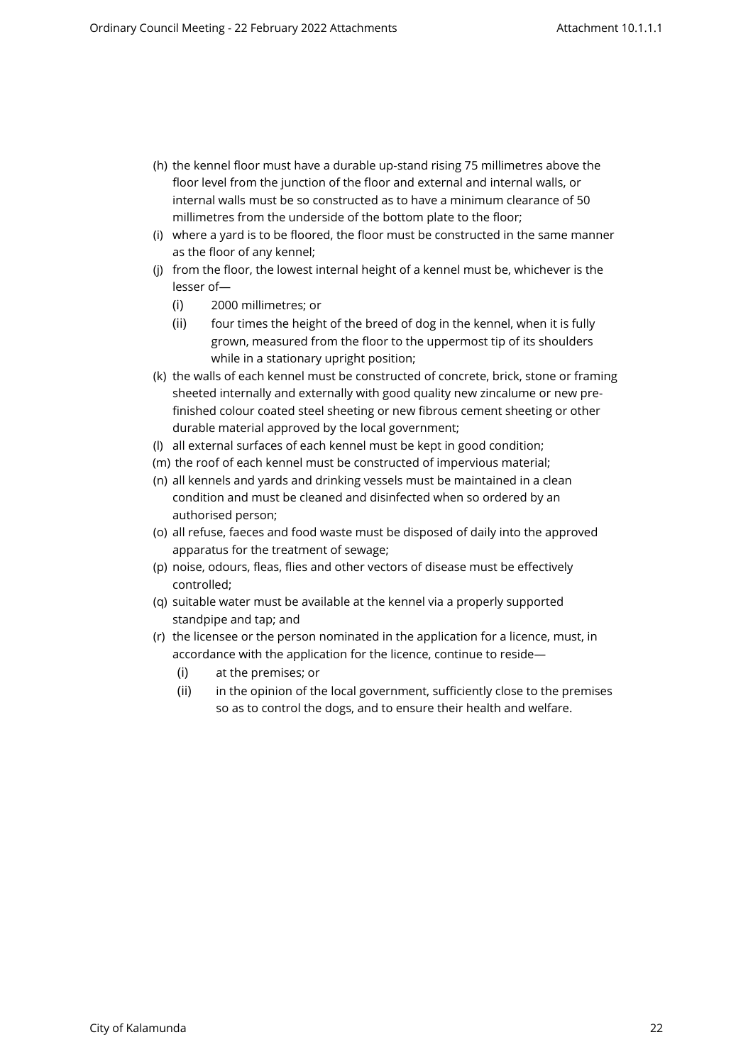(h) the kennel floor must have a durable up-stand rising 75 millimetres above the floor level from the junction of the floor and external and internal walls, or internal walls must be so constructed as to have a minimum clearance of 50 millimetres from the underside of the bottom plate to the floor;

(i) where a yard is to be floored, the floor must be constructed in the same manner as the floor of any kennel;

(j) from the floor, the lowest internal height of a kennel must be, whichever is the lesser of—

   (i) 2000 millimetres; or

   (ii) four times the height of the breed of dog in the kennel, when it is fully grown, measured from the floor to the uppermost tip of its shoulders while in a stationary upright position;

(k) the walls of each kennel must be constructed of concrete, brick, stone or framing sheeted internally and externally with good quality new zincalume or new pre-finished colour coated steel sheeting or new fibrous cement sheeting or other durable material approved by the local government;

(l) all external surfaces of each kennel must be kept in good condition;

(m) the roof of each kennel must be constructed of impervious material;

(n) all kennels and yards and drinking vessels must be maintained in a clean condition and must be cleaned and disinfected when so ordered by an authorised person;

(o) all refuse, faeces and food waste must be disposed of daily into the approved apparatus for the treatment of sewage;

(p) noise, odours, fleas, flies and other vectors of disease must be effectively controlled;

(q) suitable water must be available at the kennel via a properly supported standpipe and tap; and

(r) the licensee or the person nominated in the application for a licence, must, in accordance with the application for the licence, continue to reside—

   (i) at the premises; or

   (ii) in the opinion of the local government, sufficiently close to the premises so as to control the dogs, and to ensure their health and welfare.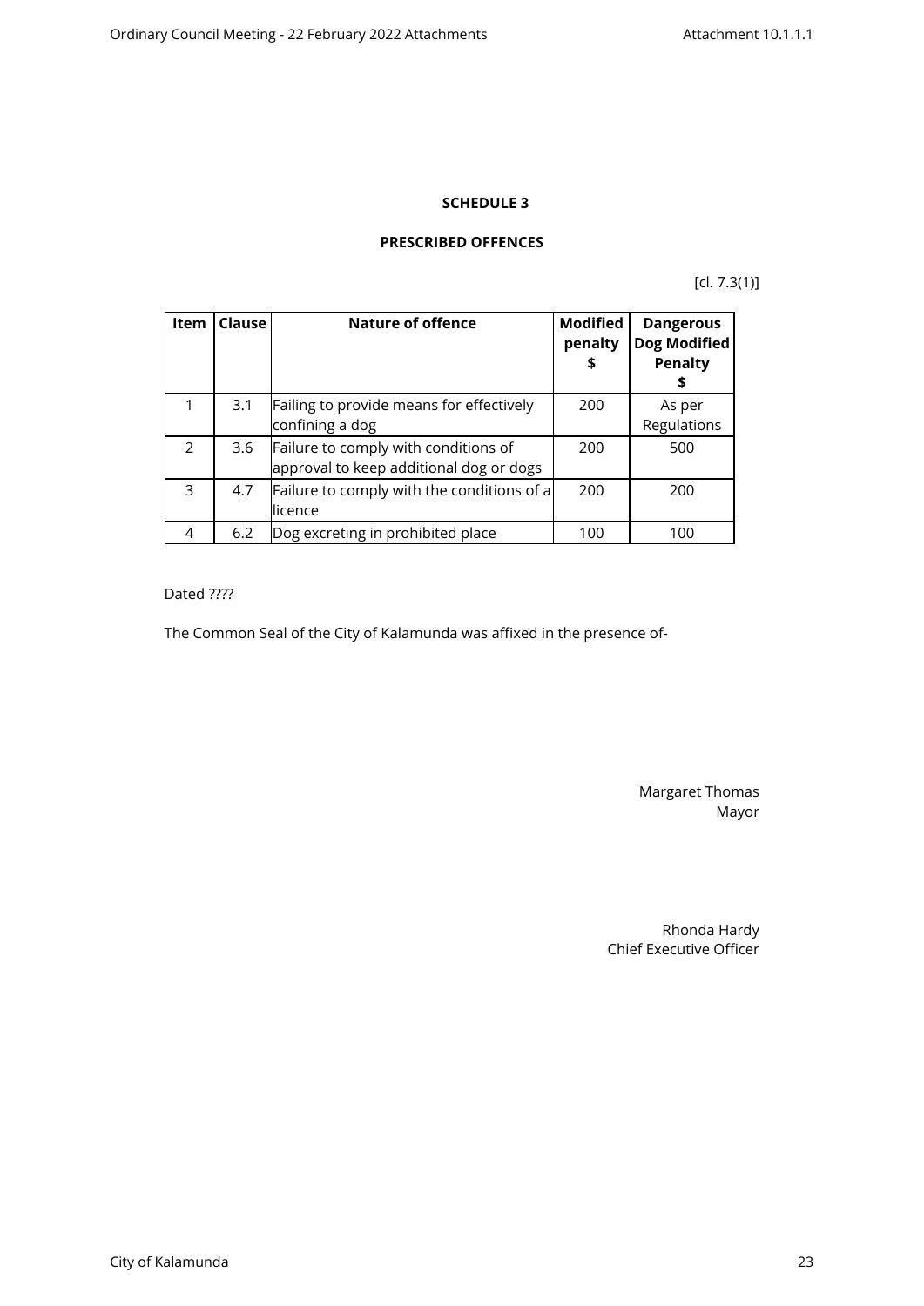**SCHEDULE 3**

**PRESCRIBED OFFENCES**

[cl. 7.3(1)]

| Item | Clause | Nature of offence | Modified penalty $ | Dangerous Dog Modified Penalty $ |
|---|---|---|---|---|
| 1 | 3.1 | Failing to provide means for effectively confining a dog | 200 | As per Regulations |
| 2 | 3.6 | Failure to comply with conditions of approval to keep additional dog or dogs | 200 | 500 |
| 3 | 4.7 | Failure to comply with the conditions of a licence | 200 | 200 |
| 4 | 6.2 | Dog excreting in prohibited place | 100 | 100 |

Dated ????

The Common Seal of the City of Kalamunda was affixed in the presence of-

Margaret Thomas
Mayor

Rhonda Hardy
Chief Executive Officer